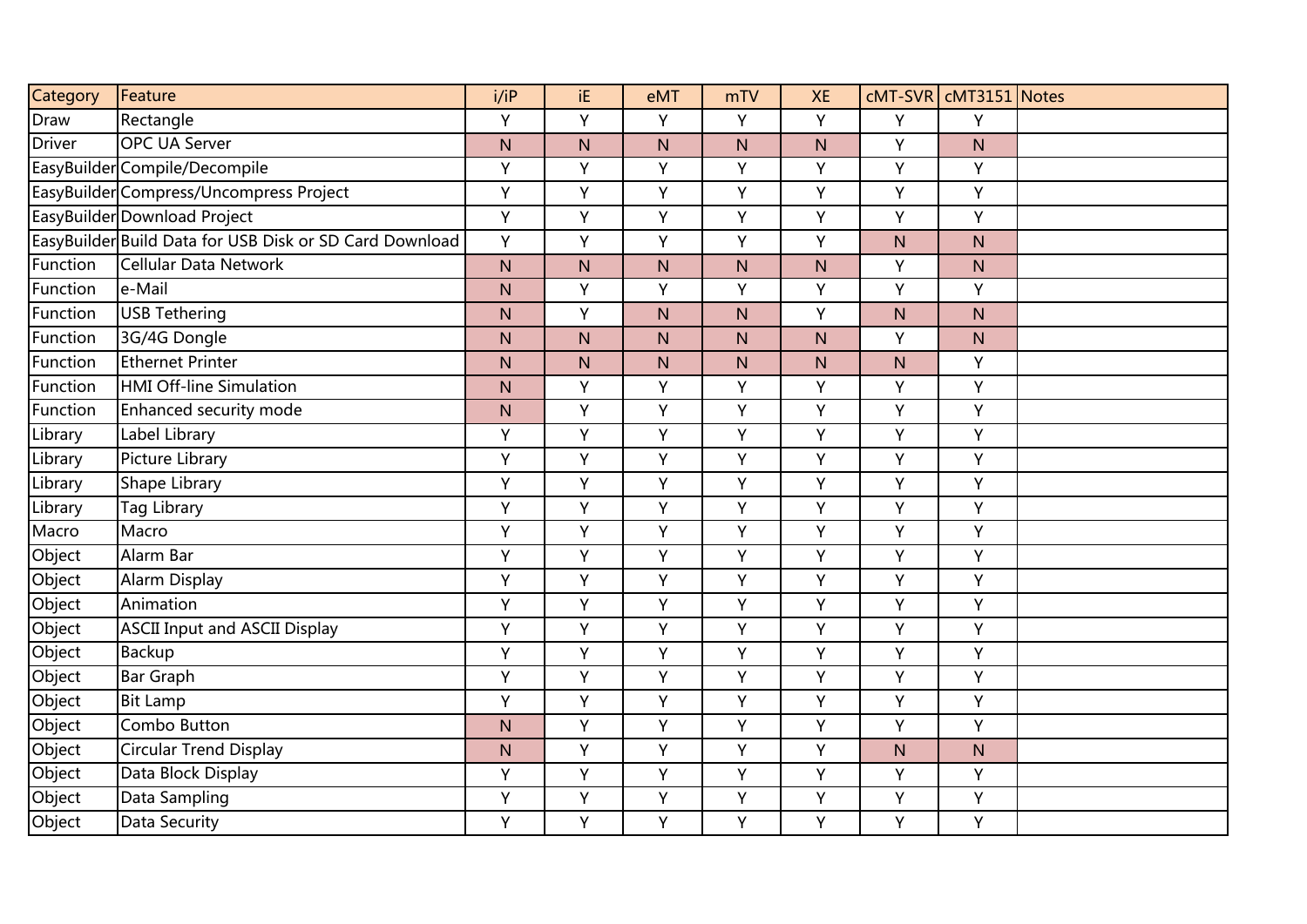| Category | Feature | i/iP | iE | eMT | mTV | XE | cMT-SVR | cMT3151 | Notes |
|---|---|---|---|---|---|---|---|---|---|
| Draw | Rectangle | Y | Y | Y | Y | Y | Y | Y | |
| Driver | OPC UA Server | N | N | N | N | N | Y | N | |
| EasyBuilder | Compile/Decompile | Y | Y | Y | Y | Y | Y | Y | |
| EasyBuilder | Compress/Uncompress Project | Y | Y | Y | Y | Y | Y | Y | |
| EasyBuilder | Download Project | Y | Y | Y | Y | Y | Y | Y | |
| EasyBuilder | Build Data for USB Disk or SD Card Download | Y | Y | Y | Y | Y | N | N | |
| Function | Cellular Data Network | N | N | N | N | N | Y | N | |
| Function | e-Mail | N | Y | Y | Y | Y | Y | Y | |
| Function | USB Tethering | N | Y | N | N | Y | N | N | |
| Function | 3G/4G Dongle | N | N | N | N | N | Y | N | |
| Function | Ethernet Printer | N | N | N | N | N | N | Y | |
| Function | HMI Off-line Simulation | N | Y | Y | Y | Y | Y | Y | |
| Function | Enhanced security mode | N | Y | Y | Y | Y | Y | Y | |
| Library | Label Library | Y | Y | Y | Y | Y | Y | Y | |
| Library | Picture Library | Y | Y | Y | Y | Y | Y | Y | |
| Library | Shape Library | Y | Y | Y | Y | Y | Y | Y | |
| Library | Tag Library | Y | Y | Y | Y | Y | Y | Y | |
| Macro | Macro | Y | Y | Y | Y | Y | Y | Y | |
| Object | Alarm Bar | Y | Y | Y | Y | Y | Y | Y | |
| Object | Alarm Display | Y | Y | Y | Y | Y | Y | Y | |
| Object | Animation | Y | Y | Y | Y | Y | Y | Y | |
| Object | ASCII Input and ASCII Display | Y | Y | Y | Y | Y | Y | Y | |
| Object | Backup | Y | Y | Y | Y | Y | Y | Y | |
| Object | Bar Graph | Y | Y | Y | Y | Y | Y | Y | |
| Object | Bit Lamp | Y | Y | Y | Y | Y | Y | Y | |
| Object | Combo Button | N | Y | Y | Y | Y | Y | Y | |
| Object | Circular Trend Display | N | Y | Y | Y | Y | N | N | |
| Object | Data Block Display | Y | Y | Y | Y | Y | Y | Y | |
| Object | Data Sampling | Y | Y | Y | Y | Y | Y | Y | |
| Object | Data Security | Y | Y | Y | Y | Y | Y | Y | |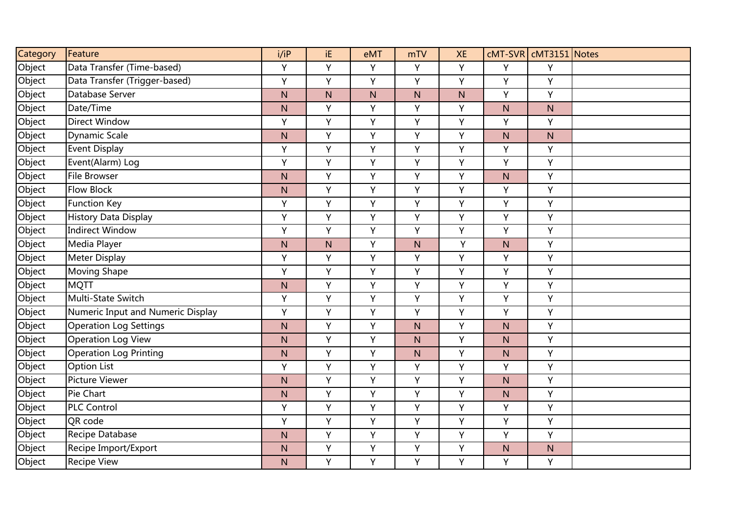| Category | Feature | i/iP | iE | eMT | mTV | XE | cMT-SVR | cMT3151 | Notes |
|---|---|---|---|---|---|---|---|---|---|
| Object | Data Transfer (Time-based) | Y | Y | Y | Y | Y | Y | Y | |
| Object | Data Transfer (Trigger-based) | Y | Y | Y | Y | Y | Y | Y | |
| Object | Database Server | N | N | N | N | N | Y | Y | |
| Object | Date/Time | N | Y | Y | Y | Y | N | N | |
| Object | Direct Window | Y | Y | Y | Y | Y | Y | Y | |
| Object | Dynamic Scale | N | Y | Y | Y | Y | N | N | |
| Object | Event Display | Y | Y | Y | Y | Y | Y | Y | |
| Object | Event(Alarm) Log | Y | Y | Y | Y | Y | Y | Y | |
| Object | File Browser | N | Y | Y | Y | Y | N | Y | |
| Object | Flow Block | N | Y | Y | Y | Y | Y | Y | |
| Object | Function Key | Y | Y | Y | Y | Y | Y | Y | |
| Object | History Data Display | Y | Y | Y | Y | Y | Y | Y | |
| Object | Indirect Window | Y | Y | Y | Y | Y | Y | Y | |
| Object | Media Player | N | N | Y | N | Y | N | Y | |
| Object | Meter Display | Y | Y | Y | Y | Y | Y | Y | |
| Object | Moving Shape | Y | Y | Y | Y | Y | Y | Y | |
| Object | MQTT | N | Y | Y | Y | Y | Y | Y | |
| Object | Multi-State Switch | Y | Y | Y | Y | Y | Y | Y | |
| Object | Numeric Input and Numeric Display | Y | Y | Y | Y | Y | Y | Y | |
| Object | Operation Log Settings | N | Y | Y | N | Y | N | Y | |
| Object | Operation Log View | N | Y | Y | N | Y | N | Y | |
| Object | Operation Log Printing | N | Y | Y | N | Y | N | Y | |
| Object | Option List | Y | Y | Y | Y | Y | Y | Y | |
| Object | Picture Viewer | N | Y | Y | Y | Y | N | Y | |
| Object | Pie Chart | N | Y | Y | Y | Y | N | Y | |
| Object | PLC Control | Y | Y | Y | Y | Y | Y | Y | |
| Object | QR code | Y | Y | Y | Y | Y | Y | Y | |
| Object | Recipe Database | N | Y | Y | Y | Y | Y | Y | |
| Object | Recipe Import/Export | N | Y | Y | Y | Y | N | N | |
| Object | Recipe View | N | Y | Y | Y | Y | Y | Y | |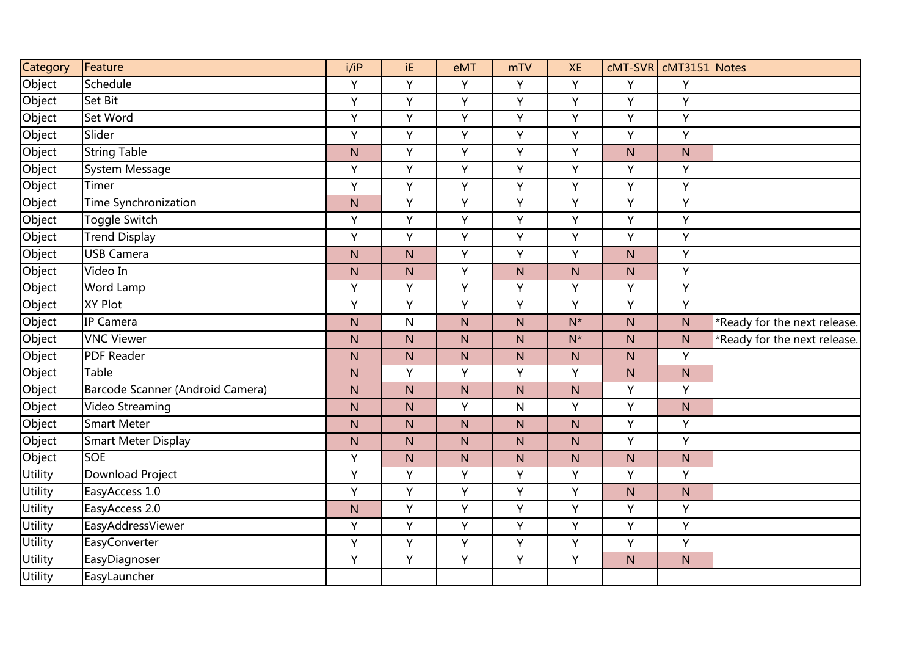| Category | Feature | i/iP | iE | eMT | mTV | XE | cMT-SVR | cMT3151 | Notes |
| --- | --- | --- | --- | --- | --- | --- | --- | --- | --- |
| Object | Schedule | Y | Y | Y | Y | Y | Y | Y | |
| Object | Set Bit | Y | Y | Y | Y | Y | Y | Y | |
| Object | Set Word | Y | Y | Y | Y | Y | Y | Y | |
| Object | Slider | Y | Y | Y | Y | Y | Y | Y | |
| Object | String Table | N | Y | Y | Y | Y | N | N | |
| Object | System Message | Y | Y | Y | Y | Y | Y | Y | |
| Object | Timer | Y | Y | Y | Y | Y | Y | Y | |
| Object | Time Synchronization | N | Y | Y | Y | Y | Y | Y | |
| Object | Toggle Switch | Y | Y | Y | Y | Y | Y | Y | |
| Object | Trend Display | Y | Y | Y | Y | Y | Y | Y | |
| Object | USB Camera | N | N | Y | Y | Y | N | Y | |
| Object | Video In | N | N | Y | N | N | N | Y | |
| Object | Word Lamp | Y | Y | Y | Y | Y | Y | Y | |
| Object | XY Plot | Y | Y | Y | Y | Y | Y | Y | |
| Object | IP Camera | N | N | N | N | N* | N | N | *Ready for the next release. |
| Object | VNC Viewer | N | N | N | N | N* | N | N | *Ready for the next release. |
| Object | PDF Reader | N | N | N | N | N | N | Y | |
| Object | Table | N | Y | Y | Y | Y | N | N | |
| Object | Barcode Scanner (Android Camera) | N | N | N | N | N | Y | Y | |
| Object | Video Streaming | N | N | Y | N | Y | Y | N | |
| Object | Smart Meter | N | N | N | N | N | Y | Y | |
| Object | Smart Meter Display | N | N | N | N | N | Y | Y | |
| Object | SOE | Y | N | N | N | N | N | N | |
| Utility | Download Project | Y | Y | Y | Y | Y | Y | Y | |
| Utility | EasyAccess 1.0 | Y | Y | Y | Y | Y | N | N | |
| Utility | EasyAccess 2.0 | N | Y | Y | Y | Y | Y | Y | |
| Utility | EasyAddressViewer | Y | Y | Y | Y | Y | Y | Y | |
| Utility | EasyConverter | Y | Y | Y | Y | Y | Y | Y | |
| Utility | EasyDiagnoser | Y | Y | Y | Y | Y | N | N | |
| Utility | EasyLauncher | | | | | | | | |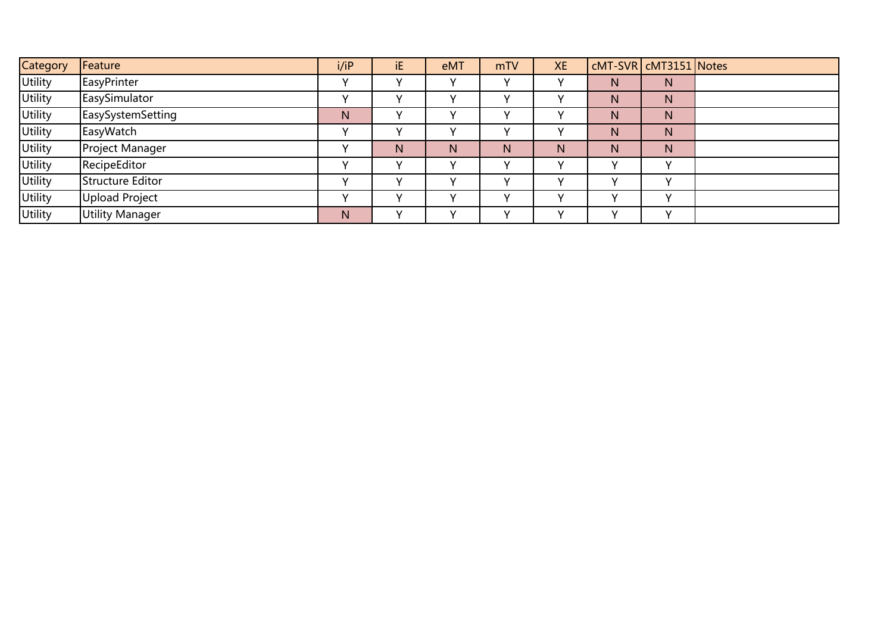| Category | Feature | i/iP | iE | eMT | mTV | XE | cMT-SVR | cMT3151 | Notes |
|---|---|---|---|---|---|---|---|---|---|
| Utility | EasyPrinter | Y | Y | Y | Y | Y | N | N | |
| Utility | EasySimulator | Y | Y | Y | Y | Y | N | N | |
| Utility | EasySystemSetting | N | Y | Y | Y | Y | N | N | |
| Utility | EasyWatch | Y | Y | Y | Y | Y | N | N | |
| Utility | Project Manager | Y | N | N | N | N | N | N | |
| Utility | RecipeEditor | Y | Y | Y | Y | Y | Y | Y | |
| Utility | Structure Editor | Y | Y | Y | Y | Y | Y | Y | |
| Utility | Upload Project | Y | Y | Y | Y | Y | Y | Y | |
| Utility | Utility Manager | N | Y | Y | Y | Y | Y | Y | |